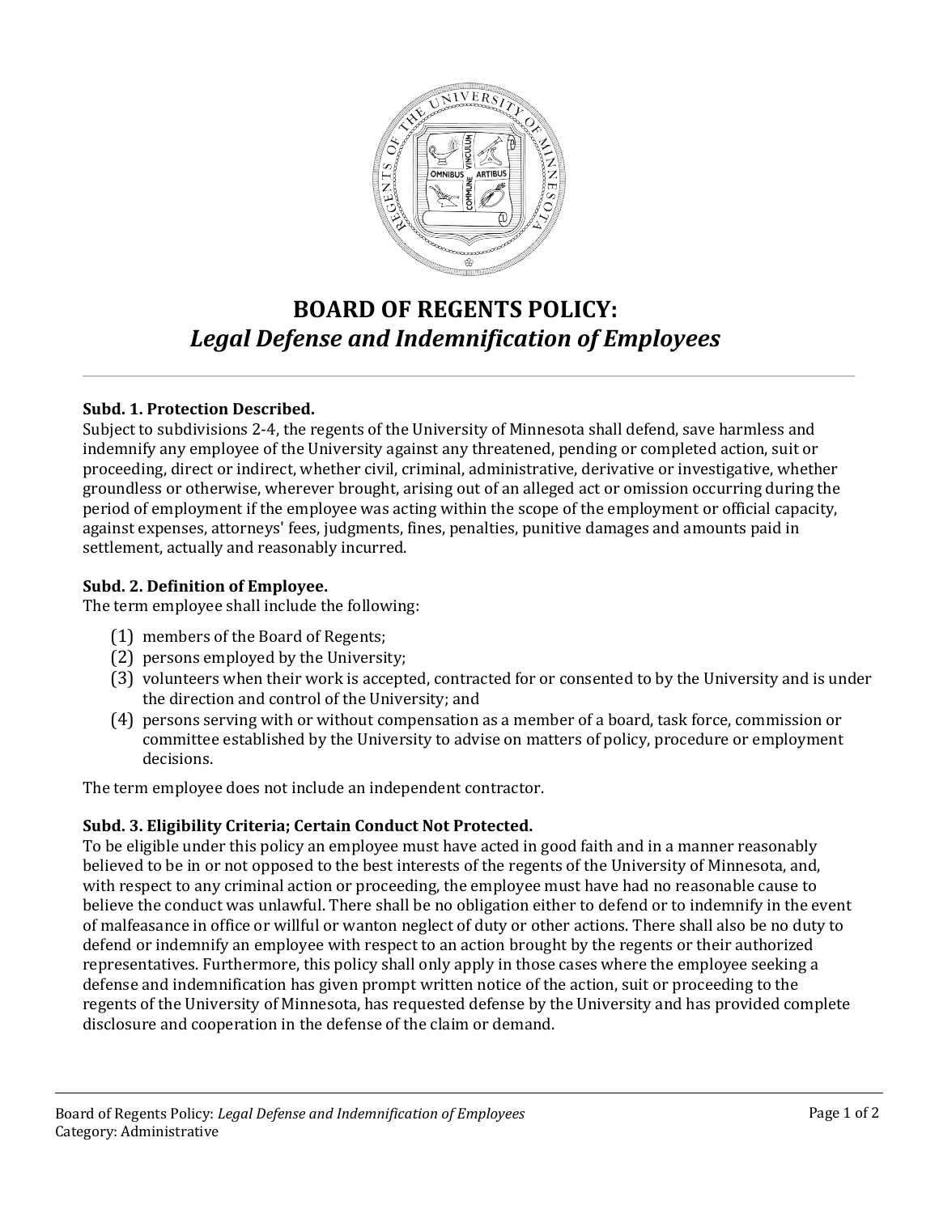# BOARD OF REGENTS POLICY: *Legal Defense and Indemnification of Employees*

---

**Subd. 1. Protection Described.**
Subject to subdivisions 2-4, the regents of the University of Minnesota shall defend, save harmless and indemnify any employee of the University against any threatened, pending or completed action, suit or proceeding, direct or indirect, whether civil, criminal, administrative, derivative or investigative, whether groundless or otherwise, wherever brought, arising out of an alleged act or omission occurring during the period of employment if the employee was acting within the scope of the employment or official capacity, against expenses, attorneys' fees, judgments, fines, penalties, punitive damages and amounts paid in settlement, actually and reasonably incurred.

**Subd. 2. Definition of Employee.**
The term employee shall include the following:

(1) members of the Board of Regents;
(2) persons employed by the University;
(3) volunteers when their work is accepted, contracted for or consented to by the University and is under the direction and control of the University; and
(4) persons serving with or without compensation as a member of a board, task force, commission or committee established by the University to advise on matters of policy, procedure or employment decisions.

The term employee does not include an independent contractor.

**Subd. 3. Eligibility Criteria; Certain Conduct Not Protected.**
To be eligible under this policy an employee must have acted in good faith and in a manner reasonably believed to be in or not opposed to the best interests of the regents of the University of Minnesota, and, with respect to any criminal action or proceeding, the employee must have had no reasonable cause to believe the conduct was unlawful. There shall be no obligation either to defend or to indemnify in the event of malfeasance in office or willful or wanton neglect of duty or other actions. There shall also be no duty to defend or indemnify an employee with respect to an action brought by the regents or their authorized representatives. Furthermore, this policy shall only apply in those cases where the employee seeking a defense and indemnification has given prompt written notice of the action, suit or proceeding to the regents of the University of Minnesota, has requested defense by the University and has provided complete disclosure and cooperation in the defense of the claim or demand.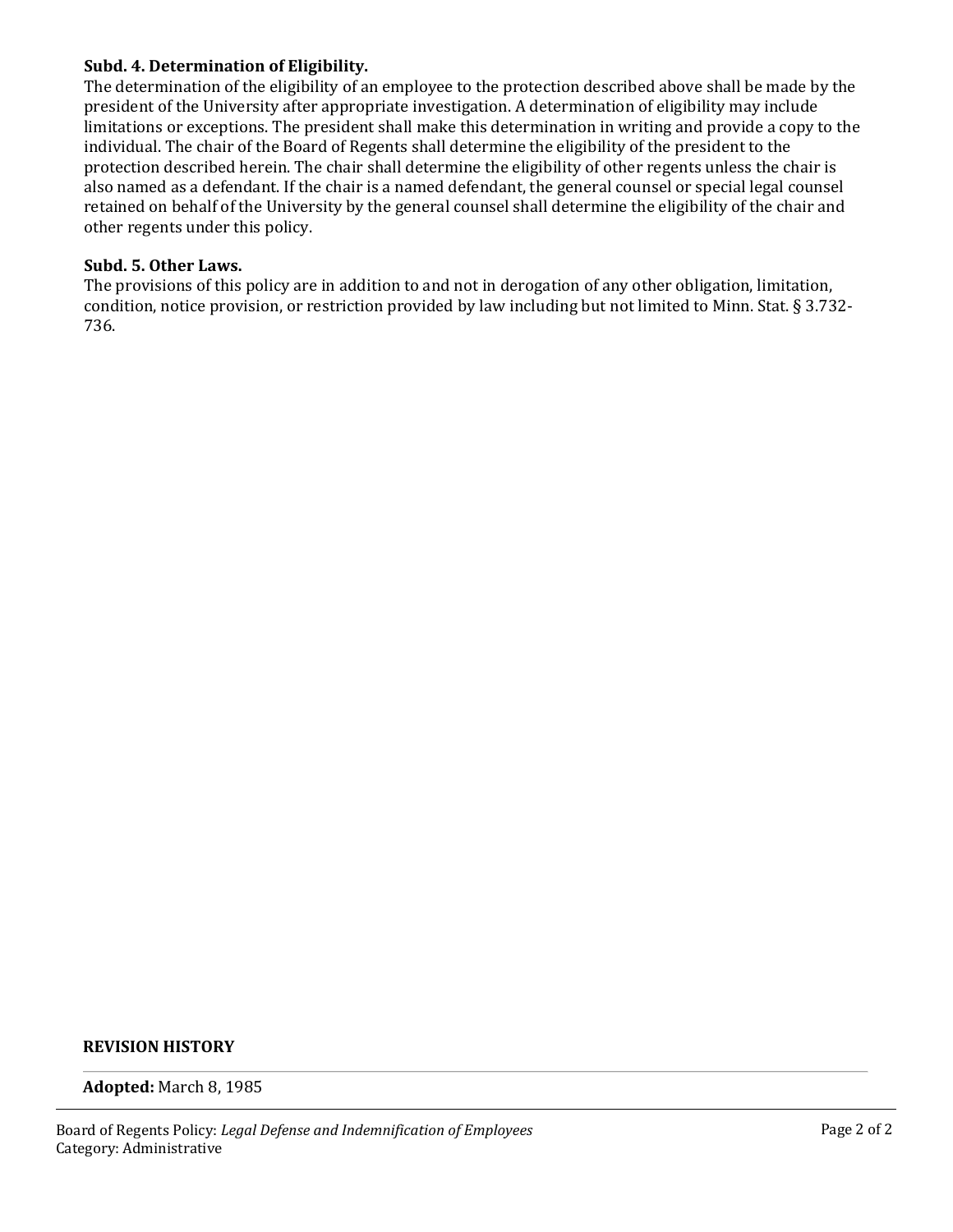**Subd. 4. Determination of Eligibility.**

The determination of the eligibility of an employee to the protection described above shall be made by the president of the University after appropriate investigation. A determination of eligibility may include limitations or exceptions. The president shall make this determination in writing and provide a copy to the individual. The chair of the Board of Regents shall determine the eligibility of the president to the protection described herein. The chair shall determine the eligibility of other regents unless the chair is also named as a defendant. If the chair is a named defendant, the general counsel or special legal counsel retained on behalf of the University by the general counsel shall determine the eligibility of the chair and other regents under this policy.

**Subd. 5. Other Laws.**

The provisions of this policy are in addition to and not in derogation of any other obligation, limitation, condition, notice provision, or restriction provided by law including but not limited to Minn. Stat. § 3.732-736.

**REVISION HISTORY**

**Adopted:** March 8, 1985